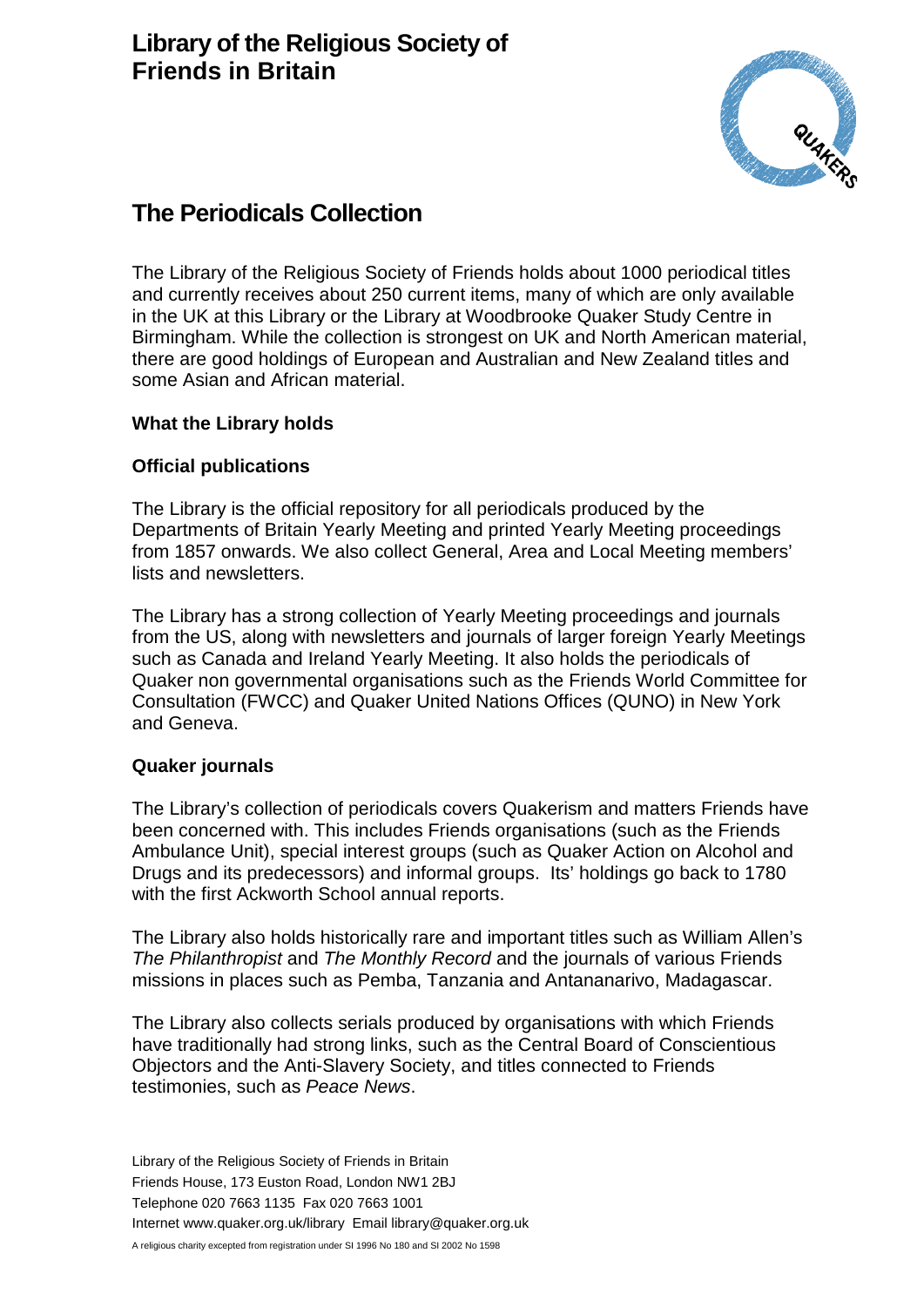# Library of the Religious Society of Friends in Britain

## The Periodicals Collection

The Library of the Religious Society of Friends holds about 1000 periodical titles and currently receives about 250 current items, many of which are only available in the UK at this Library or the Library at Woodbrooke Quaker Study Centre in Birmingham. While the collection is strongest on UK and North American material, there are good holdings of European and Australian and New Zealand titles and some Asian and African material.

### What the Library holds

### Official publications

The Library is the official repository for all periodicals produced by the Departments of Britain Yearly Meeting and printed Yearly Meeting proceedings from 1857 onwards. We also collect General, Area and Local Meeting members' lists and newsletters.

The Library has a strong collection of Yearly Meeting proceedings and journals from the US, along with newsletters and journals of larger foreign Yearly Meetings such as Canada and Ireland Yearly Meeting. It also holds the periodicals of Quaker non governmental organisations such as the Friends World Committee for Consultation (FWCC) and Quaker United Nations Offices (QUNO) in New York and Geneva.

### Quaker journals

The Library's collection of periodicals covers Quakerism and matters Friends have been concerned with. This includes Friends organisations (such as the Friends Ambulance Unit), special interest groups (such as Quaker Action on Alcohol and Drugs and its predecessors) and informal groups. Its' holdings go back to 1780 with the first Ackworth School annual reports.

The Library also holds historically rare and important titles such as William Allen's *The Philanthropist* and *The Monthly Record* and the journals of various Friends missions in places such as Pemba, Tanzania and Antananarivo, Madagascar.

The Library also collects serials produced by organisations with which Friends have traditionally had strong links, such as the Central Board of Conscientious Objectors and the Anti-Slavery Society, and titles connected to Friends testimonies, such as *Peace News*.

Library of the Religious Society of Friends in Britain
Friends House, 173 Euston Road, London NW1 2BJ
Telephone 020 7663 1135 Fax 020 7663 1001
Internet www.quaker.org.uk/library Email library@quaker.org.uk

A religious charity excepted from registration under SI 1996 No 180 and SI 2002 No 1598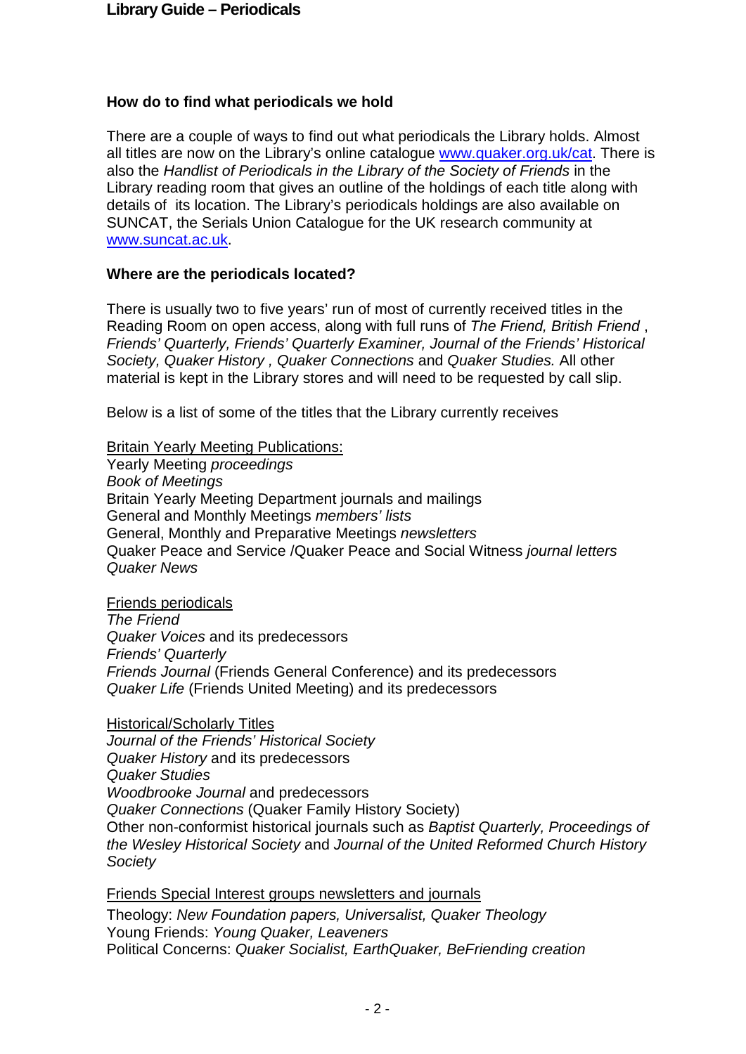### How do to find what periodicals we hold

There are a couple of ways to find out what periodicals the Library holds. Almost all titles are now on the Library's online catalogue [www.quaker.org.uk/cat](http://www.quaker.org.uk/cat). There is also the *Handlist of Periodicals in the Library of the Society of Friends* in the Library reading room that gives an outline of the holdings of each title along with details of its location. The Library's periodicals holdings are also available on SUNCAT, the Serials Union Catalogue for the UK research community at [www.suncat.ac.uk](http://www.suncat.ac.uk).

### Where are the periodicals located?

There is usually two to five years' run of most of currently received titles in the Reading Room on open access, along with full runs of *The Friend, British Friend* , *Friends' Quarterly, Friends' Quarterly Examiner, Journal of the Friends' Historical Society, Quaker History* , *Quaker Connections* and *Quaker Studies.* All other material is kept in the Library stores and will need to be requested by call slip.

Below is a list of some of the titles that the Library currently receives

<u>Britain Yearly Meeting Publications:</u>
Yearly Meeting *proceedings*
*Book of Meetings*
Britain Yearly Meeting Department journals and mailings
General and Monthly Meetings *members' lists*
General, Monthly and Preparative Meetings *newsletters*
Quaker Peace and Service /Quaker Peace and Social Witness *journal letters*
*Quaker News*

<u>Friends periodicals</u>
*The Friend*
*Quaker Voices* and its predecessors
*Friends' Quarterly*
*Friends Journal* (Friends General Conference) and its predecessors
*Quaker Life* (Friends United Meeting) and its predecessors

<u>Historical/Scholarly Titles</u>
*Journal of the Friends' Historical Society*
*Quaker History* and its predecessors
*Quaker Studies*
*Woodbrooke Journal* and predecessors
*Quaker Connections* (Quaker Family History Society)
Other non-conformist historical journals such as *Baptist Quarterly, Proceedings of the Wesley Historical Society* and *Journal of the United Reformed Church History Society*

<u>Friends Special Interest groups newsletters and journals</u>
Theology: *New Foundation papers, Universalist, Quaker Theology*
Young Friends: *Young Quaker, Leaveners*
Political Concerns: *Quaker Socialist, EarthQuaker, BeFriending creation*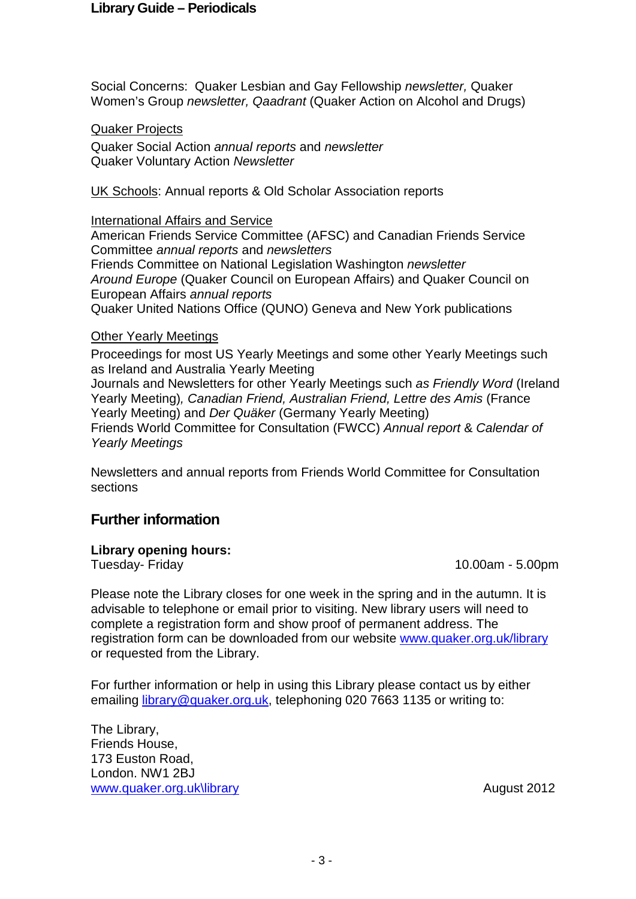Social Concerns: Quaker Lesbian and Gay Fellowship *newsletter,* Quaker Women's Group *newsletter, Qaadrant* (Quaker Action on Alcohol and Drugs)

Quaker Projects

Quaker Social Action *annual reports* and *newsletter*
Quaker Voluntary Action *Newsletter*

UK Schools: Annual reports & Old Scholar Association reports

International Affairs and Service
American Friends Service Committee (AFSC) and Canadian Friends Service Committee *annual reports* and *newsletters*
Friends Committee on National Legislation Washington *newsletter*
*Around Europe* (Quaker Council on European Affairs) and Quaker Council on European Affairs *annual reports*
Quaker United Nations Office (QUNO) Geneva and New York publications

Other Yearly Meetings

Proceedings for most US Yearly Meetings and some other Yearly Meetings such as Ireland and Australia Yearly Meeting
Journals and Newsletters for other Yearly Meetings such *as Friendly Word* (Ireland Yearly Meeting)*, Canadian Friend, Australian Friend, Lettre des Amis* (France Yearly Meeting) and *Der Quäker* (Germany Yearly Meeting)
Friends World Committee for Consultation (FWCC) *Annual report* & *Calendar of Yearly Meetings*

Newsletters and annual reports from Friends World Committee for Consultation sections

## Further information

**Library opening hours:**
Tuesday- Friday 10.00am - 5.00pm

Please note the Library closes for one week in the spring and in the autumn. It is advisable to telephone or email prior to visiting. New library users will need to complete a registration form and show proof of permanent address. The registration form can be downloaded from our website www.quaker.org.uk/library or requested from the Library.

For further information or help in using this Library please contact us by either emailing library@quaker.org.uk, telephoning 020 7663 1135 or writing to:

The Library,
Friends House,
173 Euston Road,
London. NW1 2BJ
www.quaker.org.uk\library

August 2012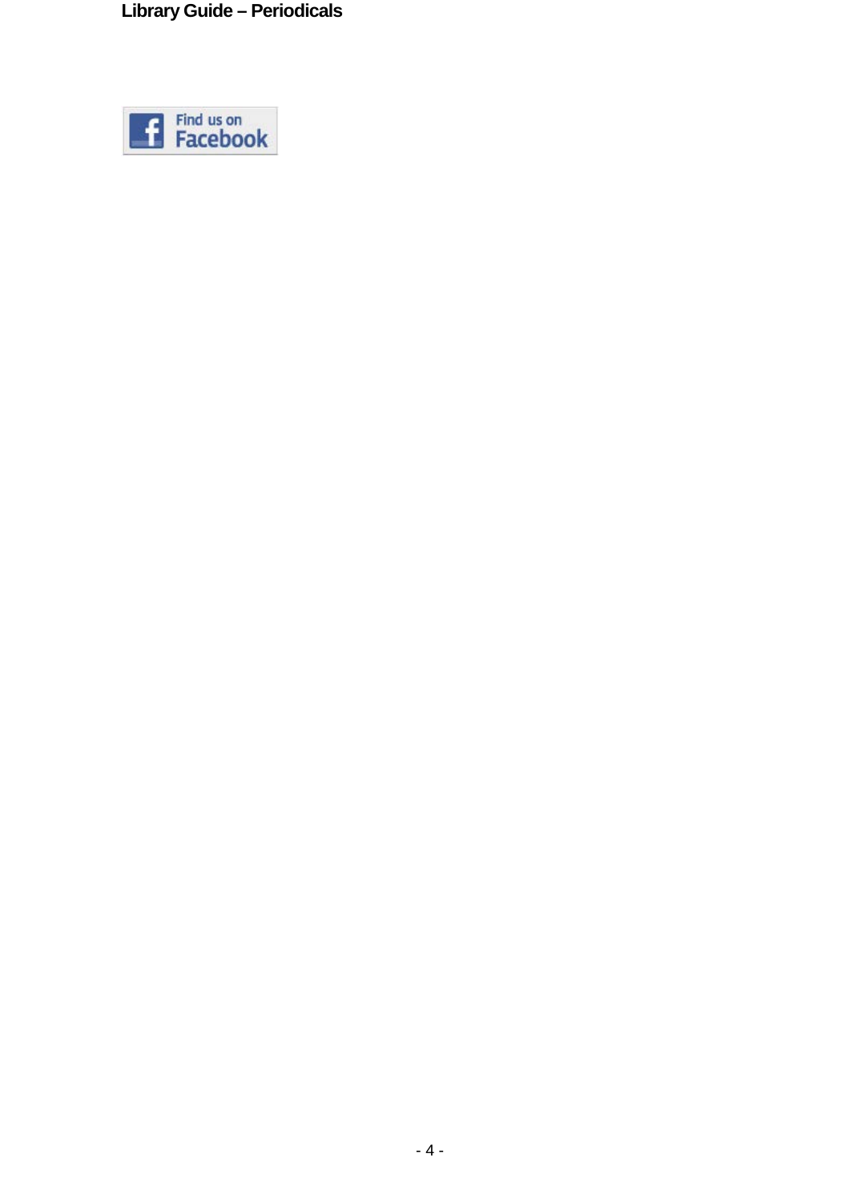Find us on Facebook